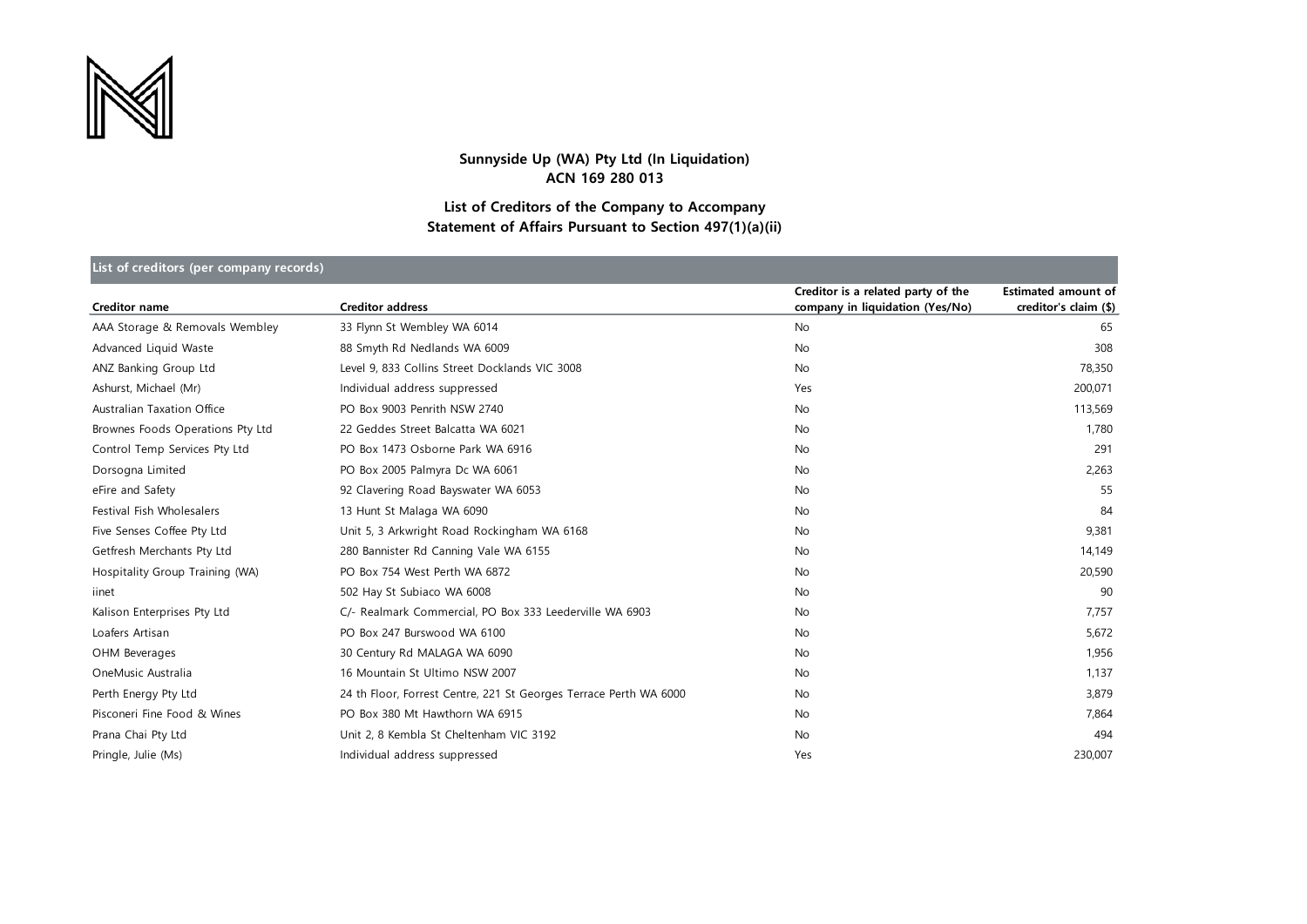**Sunnyside Up (WA) Pty Ltd (In Liquidation)**
**ACN 169 280 013**

**List of Creditors of the Company to Accompany**
**Statement of Affairs Pursuant to Section 497(1)(a)(ii)**

**List of creditors (per company records)**

| Creditor name | Creditor address | Creditor is a related party of the company in liquidation (Yes/No) | Estimated amount of creditor's claim ($) |
|---|---|---|---|
| AAA Storage & Removals Wembley | 33 Flynn St Wembley WA 6014 | No | 65 |
| Advanced Liquid Waste | 88 Smyth Rd Nedlands WA 6009 | No | 308 |
| ANZ Banking Group Ltd | Level 9, 833 Collins Street Docklands VIC 3008 | No | 78,350 |
| Ashurst, Michael (Mr) | Individual address suppressed | Yes | 200,071 |
| Australian Taxation Office | PO Box 9003 Penrith NSW 2740 | No | 113,569 |
| Brownes Foods Operations Pty Ltd | 22 Geddes Street Balcatta WA 6021 | No | 1,780 |
| Control Temp Services Pty Ltd | PO Box 1473 Osborne Park WA 6916 | No | 291 |
| Dorsogna Limited | PO Box 2005 Palmyra Dc WA 6061 | No | 2,263 |
| eFire and Safety | 92 Clavering Road Bayswater WA 6053 | No | 55 |
| Festival Fish Wholesalers | 13 Hunt St Malaga WA 6090 | No | 84 |
| Five Senses Coffee Pty Ltd | Unit 5, 3 Arkwright Road Rockingham WA 6168 | No | 9,381 |
| Getfresh Merchants Pty Ltd | 280 Bannister Rd Canning Vale WA 6155 | No | 14,149 |
| Hospitality Group Training (WA) | PO Box 754 West Perth WA 6872 | No | 20,590 |
| iinet | 502 Hay St Subiaco WA 6008 | No | 90 |
| Kalison Enterprises Pty Ltd | C/- Realmark Commercial, PO Box 333 Leederville WA 6903 | No | 7,757 |
| Loafers Artisan | PO Box 247 Burswood WA 6100 | No | 5,672 |
| OHM Beverages | 30 Century Rd MALAGA WA 6090 | No | 1,956 |
| OneMusic Australia | 16 Mountain St Ultimo NSW 2007 | No | 1,137 |
| Perth Energy Pty Ltd | 24 th Floor, Forrest Centre, 221 St Georges Terrace Perth WA 6000 | No | 3,879 |
| Pisconeri Fine Food & Wines | PO Box 380 Mt Hawthorn WA 6915 | No | 7,864 |
| Prana Chai Pty Ltd | Unit 2, 8 Kembla St Cheltenham VIC 3192 | No | 494 |
| Pringle, Julie (Ms) | Individual address suppressed | Yes | 230,007 |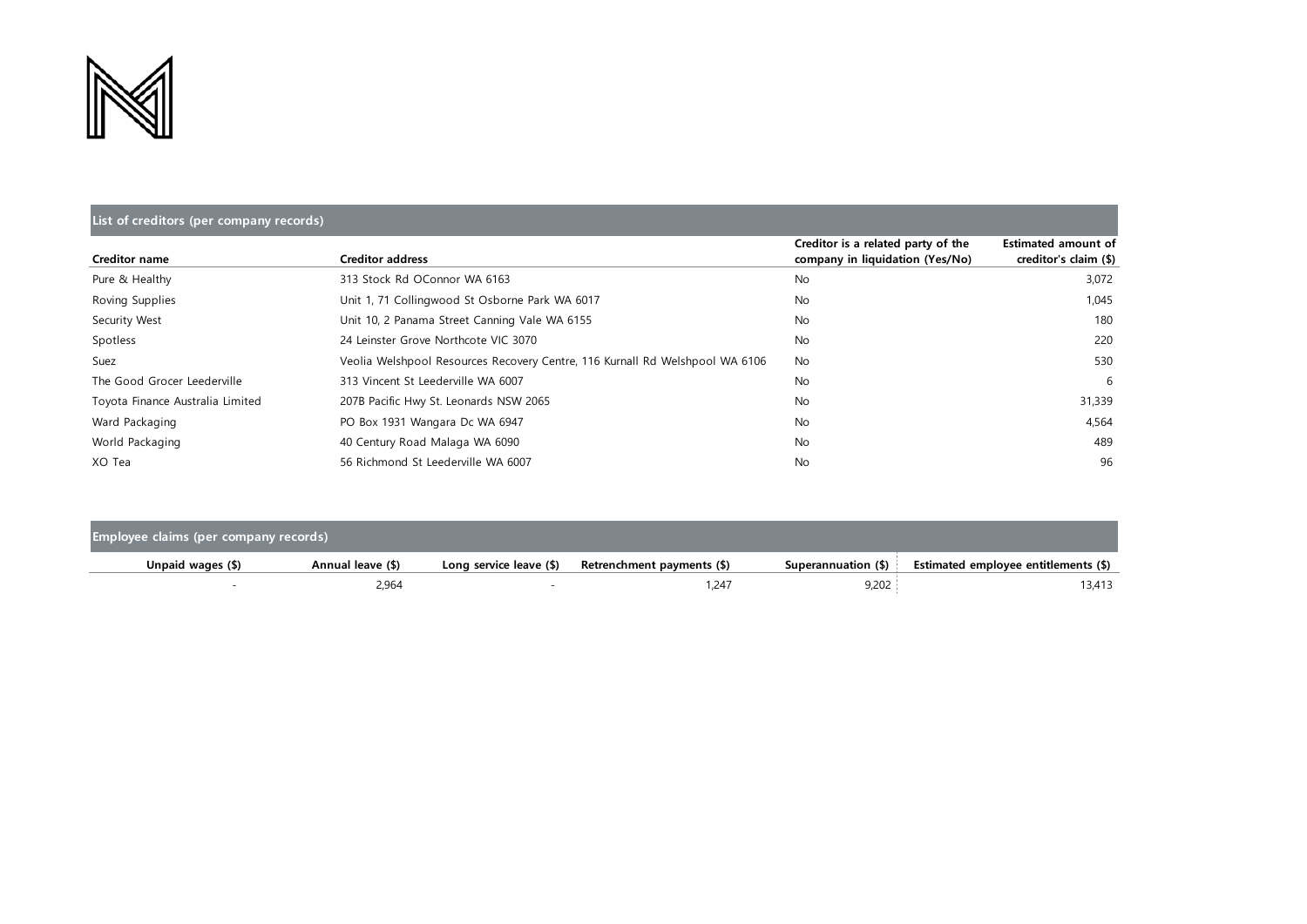## List of creditors (per company records)

| Creditor name | Creditor address | Creditor is a related party of the company in liquidation (Yes/No) | Estimated amount of creditor's claim ($) |
|---|---|---|---|
| Pure & Healthy | 313 Stock Rd OConnor WA 6163 | No | 3,072 |
| Roving Supplies | Unit 1, 71 Collingwood St Osborne Park WA 6017 | No | 1,045 |
| Security West | Unit 10, 2 Panama Street Canning Vale WA 6155 | No | 180 |
| Spotless | 24 Leinster Grove Northcote VIC 3070 | No | 220 |
| Suez | Veolia Welshpool Resources Recovery Centre, 116 Kurnall Rd Welshpool WA 6106 | No | 530 |
| The Good Grocer Leederville | 313 Vincent St Leederville WA 6007 | No | 6 |
| Toyota Finance Australia Limited | 207B Pacific Hwy St. Leonards NSW 2065 | No | 31,339 |
| Ward Packaging | PO Box 1931 Wangara Dc WA 6947 | No | 4,564 |
| World Packaging | 40 Century Road Malaga WA 6090 | No | 489 |
| XO Tea | 56 Richmond St Leederville WA 6007 | No | 96 |

## Employee claims (per company records)

| Unpaid wages ($) | Annual leave ($) | Long service leave ($) | Retrenchment payments ($) | Superannuation ($) | Estimated employee entitlements ($) |
|---|---|---|---|---|---|
| - | 2,964 | - | 1,247 | 9,202 | 13,413 |